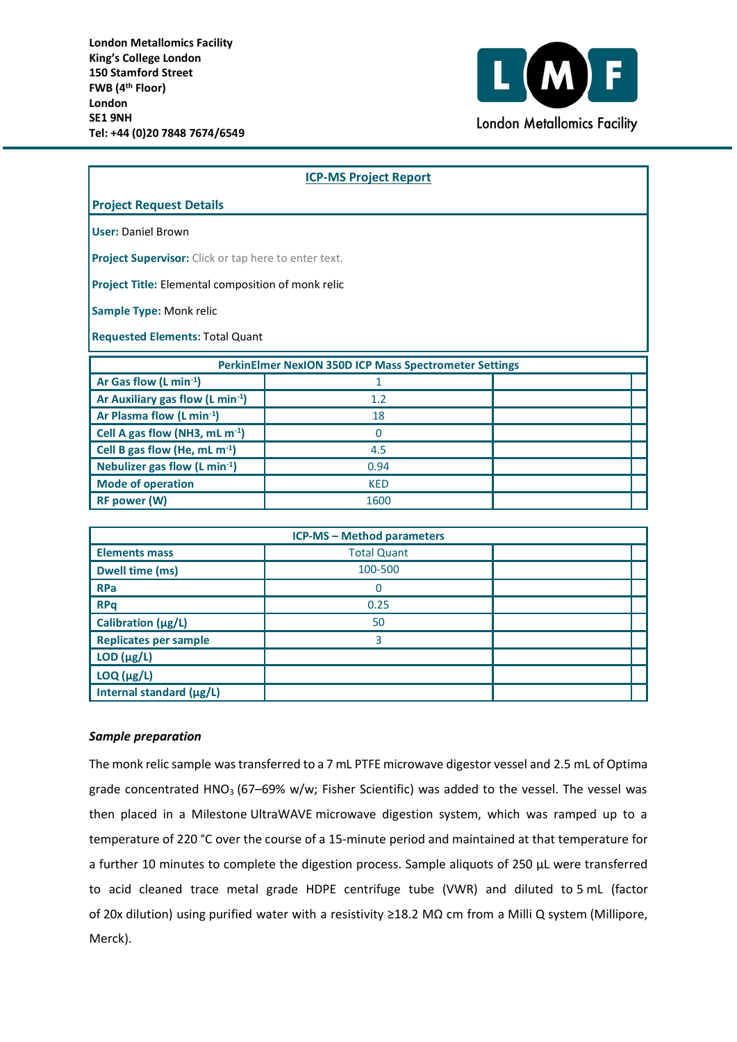London Metallomics Facility
King's College London
150 Stamford Street
FWB (4th Floor)
London
SE1 9NH
Tel: +44 (0)20 7848 7674/6549

London Metallomics Facility

## ICP-MS Project Report

### Project Request Details

**User:** Daniel Brown

**Project Supervisor:** Click or tap here to enter text.

**Project Title:** Elemental composition of monk relic

**Sample Type:** Monk relic

**Requested Elements:** Total Quant

| PerkinElmer NexION 350D ICP Mass Spectrometer Settings | | | |
|---|---|---|---|
| Ar Gas flow (L min$^{-1}$) | 1 | | |
| Ar Auxiliary gas flow (L min$^{-1}$) | 1.2 | | |
| Ar Plasma flow (L min$^{-1}$) | 18 | | |
| Cell A gas flow ($NH_3$, mL m$^{-1}$) | 0 | | |
| Cell B gas flow (He, mL m$^{-1}$) | 4.5 | | |
| Nebulizer gas flow (L min$^{-1}$) | 0.94 | | |
| Mode of operation | KED | | |
| RF power (W) | 1600 | | |

| ICP-MS – Method parameters | | | |
|---|---|---|---|
| Elements mass | Total Quant | | |
| Dwell time (ms) | 100-500 | | |
| RPa | 0 | | |
| RPq | 0.25 | | |
| Calibration (µg/L) | 50 | | |
| Replicates per sample | 3 | | |
| LOD (µg/L) | | | |
| LOQ (µg/L) | | | |
| Internal standard (µg/L) | | | |

### *Sample preparation*

The monk relic sample was transferred to a 7 mL PTFE microwave digestor vessel and 2.5 mL of Optima grade concentrated $HNO_3$ (67–69% w/w; Fisher Scientific) was added to the vessel. The vessel was then placed in a Milestone UltraWAVE microwave digestion system, which was ramped up to a temperature of 220 °C over the course of a 15-minute period and maintained at that temperature for a further 10 minutes to complete the digestion process. Sample aliquots of 250 µL were transferred to acid cleaned trace metal grade HDPE centrifuge tube (VWR) and diluted to 5 mL (factor of 20x dilution) using purified water with a resistivity ≥18.2 MΩ cm from a Milli Q system (Millipore, Merck).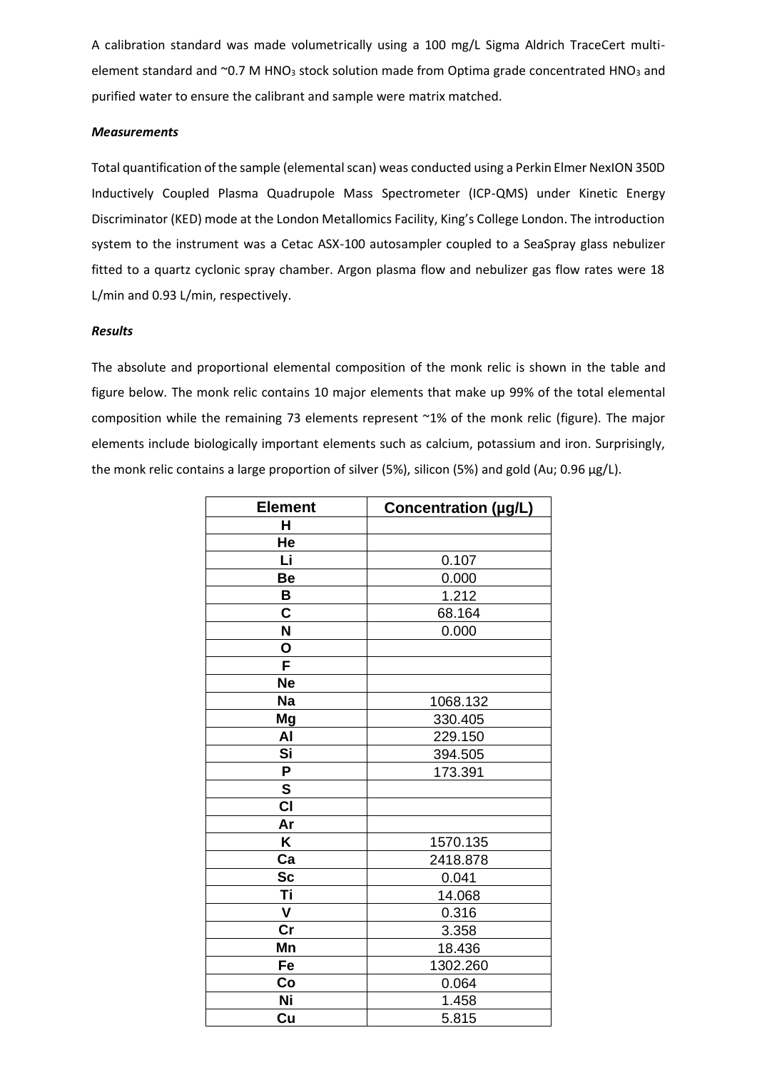A calibration standard was made volumetrically using a 100 mg/L Sigma Aldrich TraceCert multi-element standard and ~0.7 M $HNO_3$ stock solution made from Optima grade concentrated $HNO_3$ and purified water to ensure the calibrant and sample were matrix matched.

***Measurements***

Total quantification of the sample (elemental scan) weas conducted using a Perkin Elmer NexION 350D Inductively Coupled Plasma Quadrupole Mass Spectrometer (ICP-QMS) under Kinetic Energy Discriminator (KED) mode at the London Metallomics Facility, King's College London. The introduction system to the instrument was a Cetac ASX-100 autosampler coupled to a SeaSpray glass nebulizer fitted to a quartz cyclonic spray chamber. Argon plasma flow and nebulizer gas flow rates were 18 L/min and 0.93 L/min, respectively.

***Results***

The absolute and proportional elemental composition of the monk relic is shown in the table and figure below. The monk relic contains 10 major elements that make up 99% of the total elemental composition while the remaining 73 elements represent ~1% of the monk relic (figure). The major elements include biologically important elements such as calcium, potassium and iron. Surprisingly, the monk relic contains a large proportion of silver (5%), silicon (5%) and gold (Au; 0.96 µg/L).

| Element | Concentration (µg/L) |
|---|---|
| H | |
| He | |
| Li | 0.107 |
| Be | 0.000 |
| B | 1.212 |
| C | 68.164 |
| N | 0.000 |
| O | |
| F | |
| Ne | |
| Na | 1068.132 |
| Mg | 330.405 |
| Al | 229.150 |
| Si | 394.505 |
| P | 173.391 |
| S | |
| Cl | |
| Ar | |
| K | 1570.135 |
| Ca | 2418.878 |
| Sc | 0.041 |
| Ti | 14.068 |
| V | 0.316 |
| Cr | 3.358 |
| Mn | 18.436 |
| Fe | 1302.260 |
| Co | 0.064 |
| Ni | 1.458 |
| Cu | 5.815 |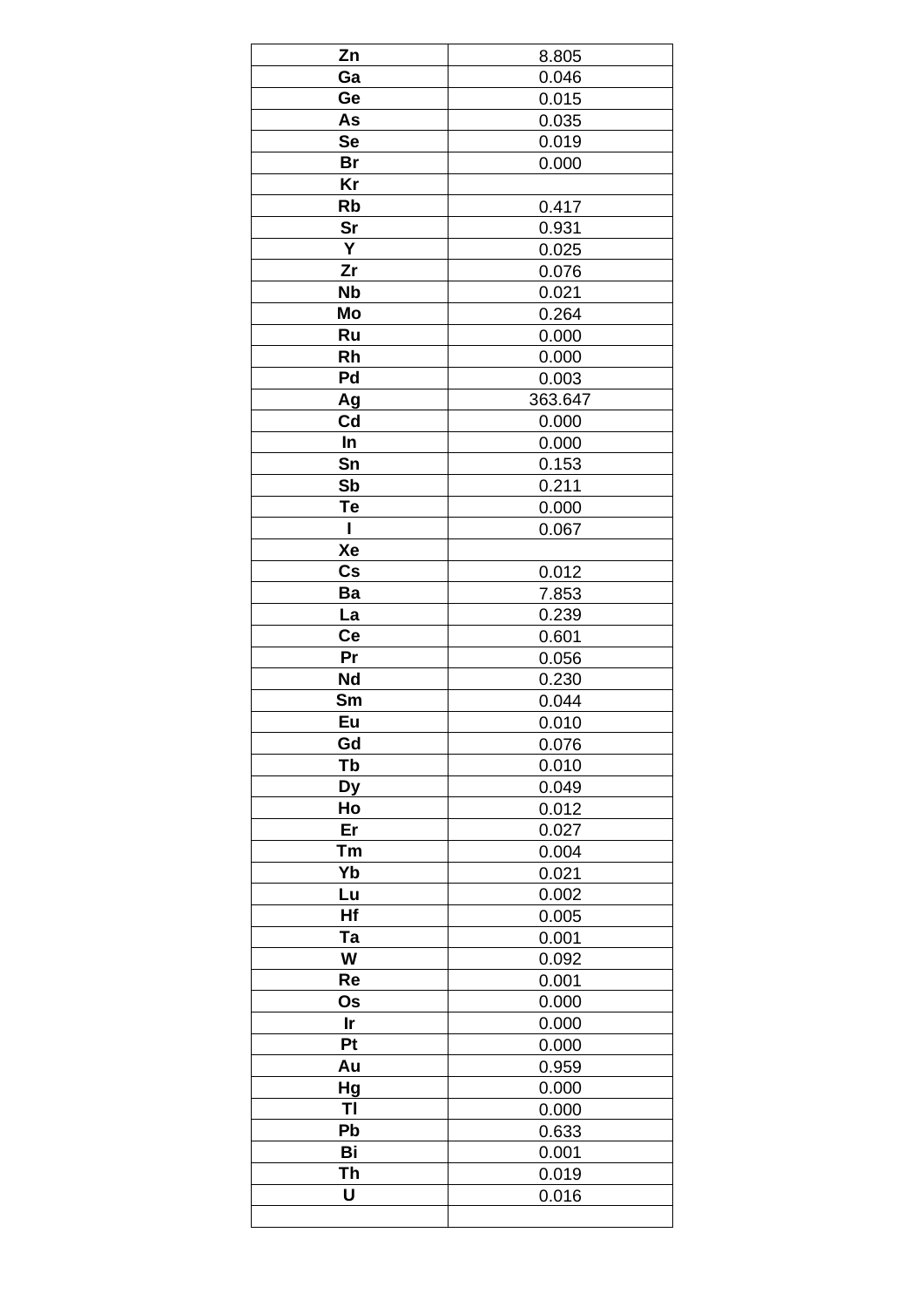| Zn | 8.805 |
|---|---|
| Ga | 0.046 |
| Ge | 0.015 |
| As | 0.035 |
| Se | 0.019 |
| Br | 0.000 |
| Kr | |
| Rb | 0.417 |
| Sr | 0.931 |
| Y | 0.025 |
| Zr | 0.076 |
| Nb | 0.021 |
| Mo | 0.264 |
| Ru | 0.000 |
| Rh | 0.000 |
| Pd | 0.003 |
| Ag | 363.647 |
| Cd | 0.000 |
| In | 0.000 |
| Sn | 0.153 |
| Sb | 0.211 |
| Te | 0.000 |
| I | 0.067 |
| Xe | |
| Cs | 0.012 |
| Ba | 7.853 |
| La | 0.239 |
| Ce | 0.601 |
| Pr | 0.056 |
| Nd | 0.230 |
| Sm | 0.044 |
| Eu | 0.010 |
| Gd | 0.076 |
| Tb | 0.010 |
| Dy | 0.049 |
| Ho | 0.012 |
| Er | 0.027 |
| Tm | 0.004 |
| Yb | 0.021 |
| Lu | 0.002 |
| Hf | 0.005 |
| Ta | 0.001 |
| W | 0.092 |
| Re | 0.001 |
| Os | 0.000 |
| Ir | 0.000 |
| Pt | 0.000 |
| Au | 0.959 |
| Hg | 0.000 |
| Tl | 0.000 |
| Pb | 0.633 |
| Bi | 0.001 |
| Th | 0.019 |
| U | 0.016 |
| | |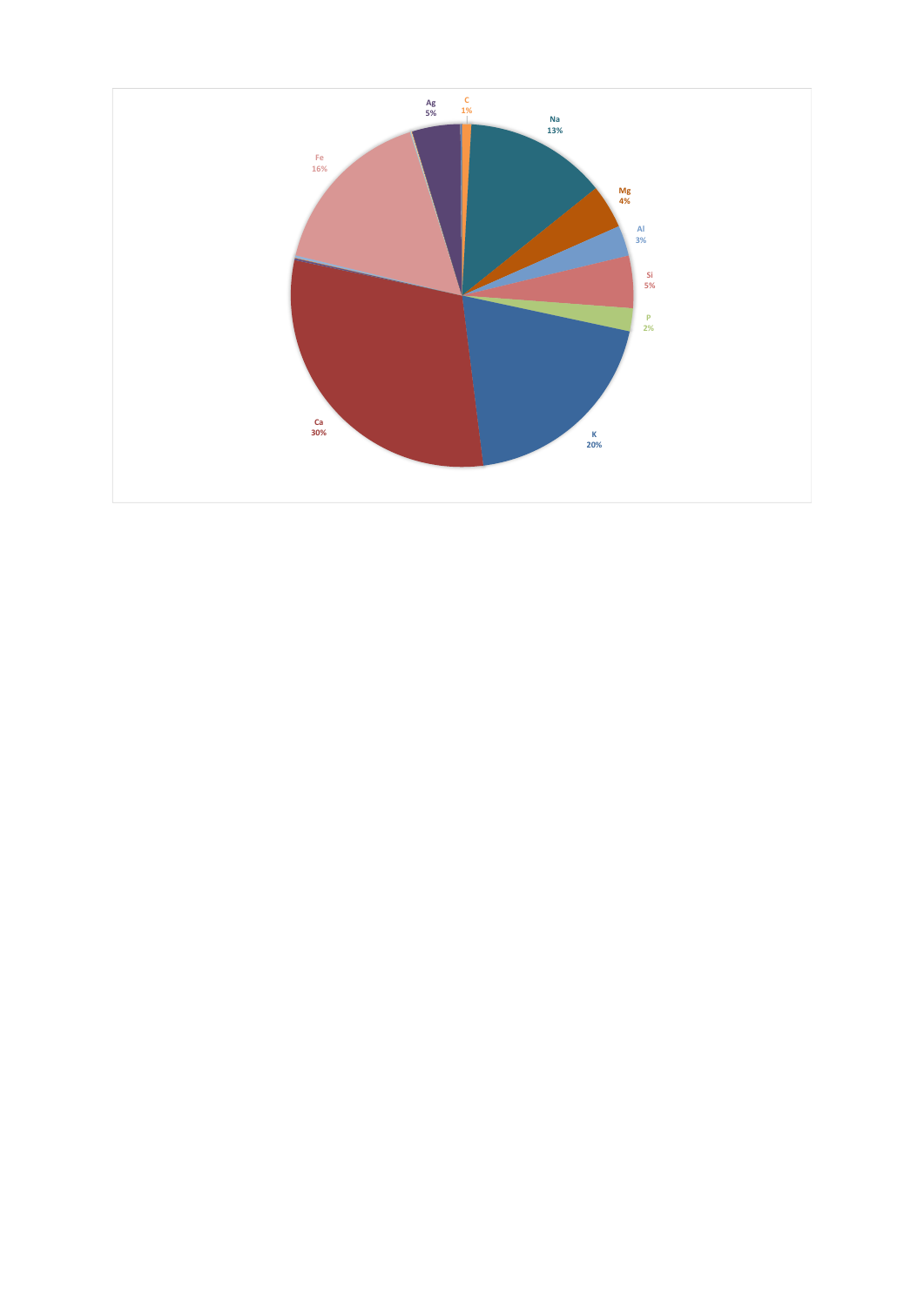Ag
5%

C
1%

Na
13%

Mg
4%

Al
3%

Si
5%

P
2%

K
20%

Ca
30%

Fe
16%